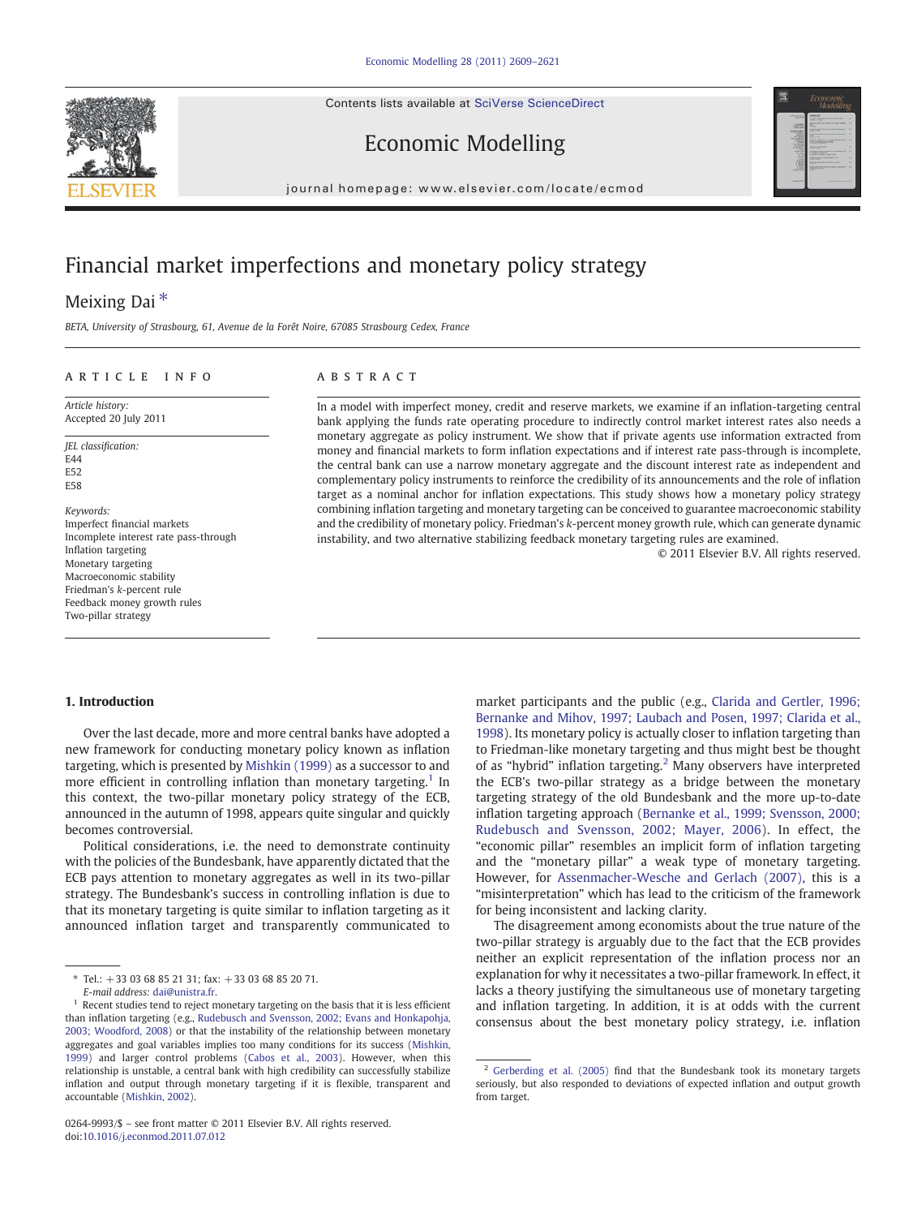# Financial market imperfections and monetary policy strategy

Meixing Dai *

*BETA, University of Strasbourg, 61, Avenue de la Forêt Noire, 67085 Strasbourg Cedex, France*

## ARTICLE INFO

*Article history:*
Accepted 20 July 2011

*JEL classification:*
E44
E52
E58

*Keywords:*
Imperfect financial markets
Incomplete interest rate pass-through
Inflation targeting
Monetary targeting
Macroeconomic stability
Friedman's *k*-percent rule
Feedback money growth rules
Two-pillar strategy

## ABSTRACT

In a model with imperfect money, credit and reserve markets, we examine if an inflation-targeting central bank applying the funds rate operating procedure to indirectly control market interest rates also needs a monetary aggregate as policy instrument. We show that if private agents use information extracted from money and financial markets to form inflation expectations and if interest rate pass-through is incomplete, the central bank can use a narrow monetary aggregate and the discount interest rate as independent and complementary policy instruments to reinforce the credibility of its announcements and the role of inflation target as a nominal anchor for inflation expectations. This study shows how a monetary policy strategy combining inflation targeting and monetary targeting can be conceived to guarantee macroeconomic stability and the credibility of monetary policy. Friedman's *k*-percent money growth rule, which can generate dynamic instability, and two alternative stabilizing feedback monetary targeting rules are examined.

© 2011 Elsevier B.V. All rights reserved.

## 1. Introduction

Over the last decade, more and more central banks have adopted a new framework for conducting monetary policy known as inflation targeting, which is presented by Mishkin (1999) as a successor to and more efficient in controlling inflation than monetary targeting.[1] In this context, the two-pillar monetary policy strategy of the ECB, announced in the autumn of 1998, appears quite singular and quickly becomes controversial.

Political considerations, i.e. the need to demonstrate continuity with the policies of the Bundesbank, have apparently dictated that the ECB pays attention to monetary aggregates as well in its two-pillar strategy. The Bundesbank's success in controlling inflation is due to that its monetary targeting is quite similar to inflation targeting as it announced inflation target and transparently communicated to market participants and the public (e.g., Clarida and Gertler, 1996; Bernanke and Mihov, 1997; Laubach and Posen, 1997; Clarida et al., 1998). Its monetary policy is actually closer to inflation targeting than to Friedman-like monetary targeting and thus might best be thought of as "hybrid" inflation targeting.[2] Many observers have interpreted the ECB's two-pillar strategy as a bridge between the monetary targeting strategy of the old Bundesbank and the more up-to-date inflation targeting approach (Bernanke et al., 1999; Svensson, 2000; Rudebusch and Svensson, 2002; Mayer, 2006). In effect, the "economic pillar" resembles an implicit form of inflation targeting and the "monetary pillar" a weak type of monetary targeting. However, for Assenmacher-Wesche and Gerlach (2007), this is a "misinterpretation" which has lead to the criticism of the framework for being inconsistent and lacking clarity.

The disagreement among economists about the true nature of the two-pillar strategy is arguably due to the fact that the ECB provides neither an explicit representation of the inflation process nor an explanation for why it necessitates a two-pillar framework. In effect, it lacks a theory justifying the simultaneous use of monetary targeting and inflation targeting. In addition, it is at odds with the current consensus about the best monetary policy strategy, i.e. inflation

---

* Tel.: +33 03 68 85 21 31; fax: +33 03 68 85 20 71.
E-mail address: dai@unistra.fr.

[1] Recent studies tend to reject monetary targeting on the basis that it is less efficient than inflation targeting (e.g., Rudebusch and Svensson, 2002; Evans and Honkapohja, 2003; Woodford, 2008) or that the instability of the relationship between monetary aggregates and goal variables implies too many conditions for its success (Mishkin, 1999) and larger control problems (Cabos et al., 2003). However, when this relationship is unstable, a central bank with high credibility can successfully stabilize inflation and output through monetary targeting if it is flexible, transparent and accountable (Mishkin, 2002).

[2] Gerberding et al. (2005) find that the Bundesbank took its monetary targets seriously, but also responded to deviations of expected inflation and output growth from target.

0264-9993/$ – see front matter © 2011 Elsevier B.V. All rights reserved.
doi:10.1016/j.econmod.2011.07.012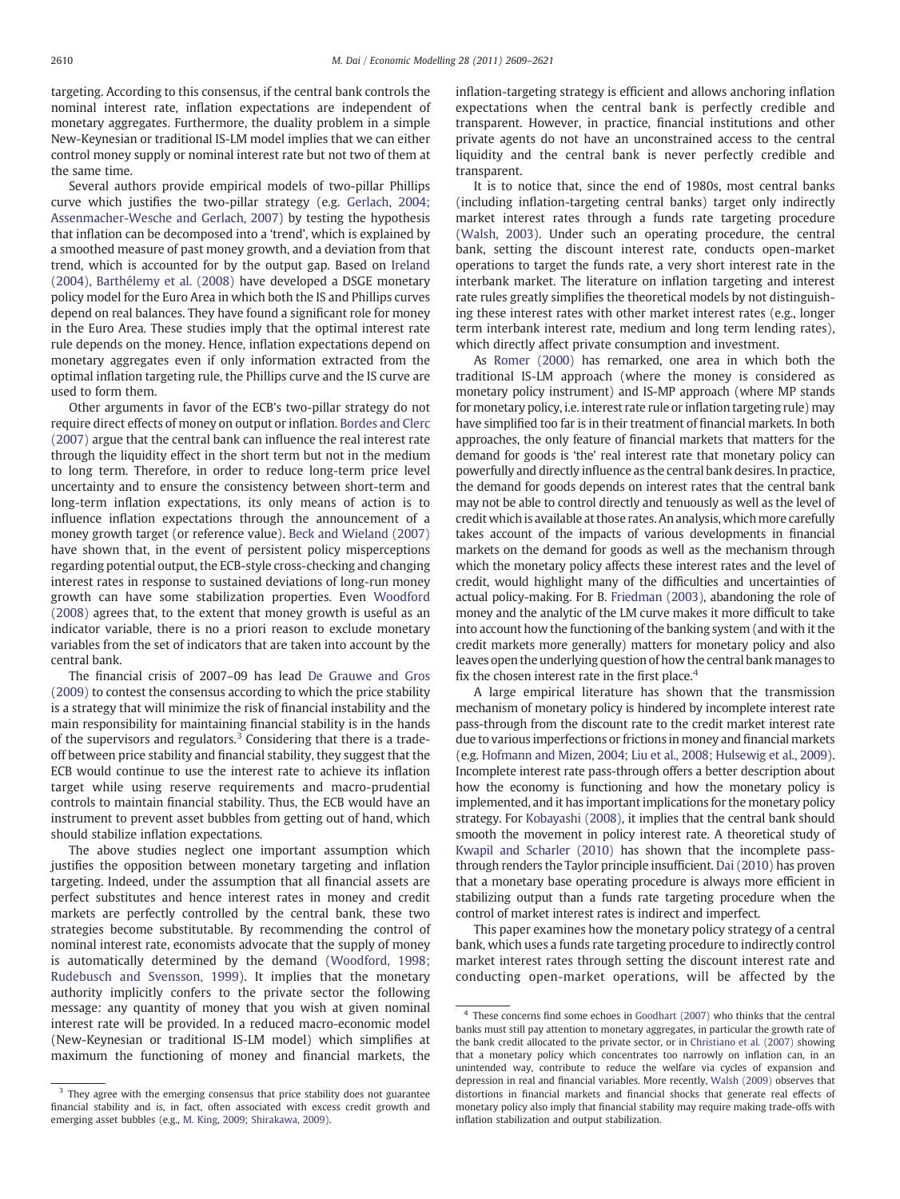targeting. According to this consensus, if the central bank controls the nominal interest rate, inflation expectations are independent of monetary aggregates. Furthermore, the duality problem in a simple New-Keynesian or traditional IS-LM model implies that we can either control money supply or nominal interest rate but not two of them at the same time.

Several authors provide empirical models of two-pillar Phillips curve which justifies the two-pillar strategy (e.g. Gerlach, 2004; Assenmacher-Wesche and Gerlach, 2007) by testing the hypothesis that inflation can be decomposed into a 'trend', which is explained by a smoothed measure of past money growth, and a deviation from that trend, which is accounted for by the output gap. Based on Ireland (2004), Barthélemy et al. (2008) have developed a DSGE monetary policy model for the Euro Area in which both the IS and Phillips curves depend on real balances. They have found a significant role for money in the Euro Area. These studies imply that the optimal interest rate rule depends on the money. Hence, inflation expectations depend on monetary aggregates even if only information extracted from the optimal inflation targeting rule, the Phillips curve and the IS curve are used to form them.

Other arguments in favor of the ECB's two-pillar strategy do not require direct effects of money on output or inflation. Bordes and Clerc (2007) argue that the central bank can influence the real interest rate through the liquidity effect in the short term but not in the medium to long term. Therefore, in order to reduce long-term price level uncertainty and to ensure the consistency between short-term and long-term inflation expectations, its only means of action is to influence inflation expectations through the announcement of a money growth target (or reference value). Beck and Wieland (2007) have shown that, in the event of persistent policy misperceptions regarding potential output, the ECB-style cross-checking and changing interest rates in response to sustained deviations of long-run money growth can have some stabilization properties. Even Woodford (2008) agrees that, to the extent that money growth is useful as an indicator variable, there is no a priori reason to exclude monetary variables from the set of indicators that are taken into account by the central bank.

The financial crisis of 2007–09 has lead De Grauwe and Gros (2009) to contest the consensus according to which the price stability is a strategy that will minimize the risk of financial instability and the main responsibility for maintaining financial stability is in the hands of the supervisors and regulators.[3] Considering that there is a trade-off between price stability and financial stability, they suggest that the ECB would continue to use the interest rate to achieve its inflation target while using reserve requirements and macro-prudential controls to maintain financial stability. Thus, the ECB would have an instrument to prevent asset bubbles from getting out of hand, which should stabilize inflation expectations.

The above studies neglect one important assumption which justifies the opposition between monetary targeting and inflation targeting. Indeed, under the assumption that all financial assets are perfect substitutes and hence interest rates in money and credit markets are perfectly controlled by the central bank, these two strategies become substitutable. By recommending the control of nominal interest rate, economists advocate that the supply of money is automatically determined by the demand (Woodford, 1998; Rudebusch and Svensson, 1999). It implies that the monetary authority implicitly confers to the private sector the following message: any quantity of money that you wish at given nominal interest rate will be provided. In a reduced macro-economic model (New-Keynesian or traditional IS-LM model) which simplifies at maximum the functioning of money and financial markets, the inflation-targeting strategy is efficient and allows anchoring inflation expectations when the central bank is perfectly credible and transparent. However, in practice, financial institutions and other private agents do not have an unconstrained access to the central liquidity and the central bank is never perfectly credible and transparent.

It is to notice that, since the end of 1980s, most central banks (including inflation-targeting central banks) target only indirectly market interest rates through a funds rate targeting procedure (Walsh, 2003). Under such an operating procedure, the central bank, setting the discount interest rate, conducts open-market operations to target the funds rate, a very short interest rate in the interbank market. The literature on inflation targeting and interest rate rules greatly simplifies the theoretical models by not distinguishing these interest rates with other market interest rates (e.g., longer term interbank interest rate, medium and long term lending rates), which directly affect private consumption and investment.

As Romer (2000) has remarked, one area in which both the traditional IS-LM approach (where the money is considered as monetary policy instrument) and IS-MP approach (where MP stands for monetary policy, i.e. interest rate rule or inflation targeting rule) may have simplified too far is in their treatment of financial markets. In both approaches, the only feature of financial markets that matters for the demand for goods is 'the' real interest rate that monetary policy can powerfully and directly influence as the central bank desires. In practice, the demand for goods depends on interest rates that the central bank may not be able to control directly and tenuously as well as the level of credit which is available at those rates. An analysis, which more carefully takes account of the impacts of various developments in financial markets on the demand for goods as well as the mechanism through which the monetary policy affects these interest rates and the level of credit, would highlight many of the difficulties and uncertainties of actual policy-making. For B. Friedman (2003), abandoning the role of money and the analytic of the LM curve makes it more difficult to take into account how the functioning of the banking system (and with it the credit markets more generally) matters for monetary policy and also leaves open the underlying question of how the central bank manages to fix the chosen interest rate in the first place.[4]

A large empirical literature has shown that the transmission mechanism of monetary policy is hindered by incomplete interest rate pass-through from the discount rate to the credit market interest rate due to various imperfections or frictions in money and financial markets (e.g. Hofmann and Mizen, 2004; Liu et al., 2008; Hulsewig et al., 2009). Incomplete interest rate pass-through offers a better description about how the economy is functioning and how the monetary policy is implemented, and it has important implications for the monetary policy strategy. For Kobayashi (2008), it implies that the central bank should smooth the movement in policy interest rate. A theoretical study of Kwapil and Scharler (2010) has shown that the incomplete pass-through renders the Taylor principle insufficient. Dai (2010) has proven that a monetary base operating procedure is always more efficient in stabilizing output than a funds rate targeting procedure when the control of market interest rates is indirect and imperfect.

This paper examines how the monetary policy strategy of a central bank, which uses a funds rate targeting procedure to indirectly control market interest rates through setting the discount interest rate and conducting open-market operations, will be affected by the

[3] They agree with the emerging consensus that price stability does not guarantee financial stability and is, in fact, often associated with excess credit growth and emerging asset bubbles (e.g., M. King, 2009; Shirakawa, 2009).

[4] These concerns find some echoes in Goodhart (2007) who thinks that the central banks must still pay attention to monetary aggregates, in particular the growth rate of the bank credit allocated to the private sector, or in Christiano et al. (2007) showing that a monetary policy which concentrates too narrowly on inflation can, in an unintended way, contribute to reduce the welfare via cycles of expansion and depression in real and financial variables. More recently, Walsh (2009) observes that distortions in financial markets and financial shocks that generate real effects of monetary policy also imply that financial stability may require making trade-offs with inflation stabilization and output stabilization.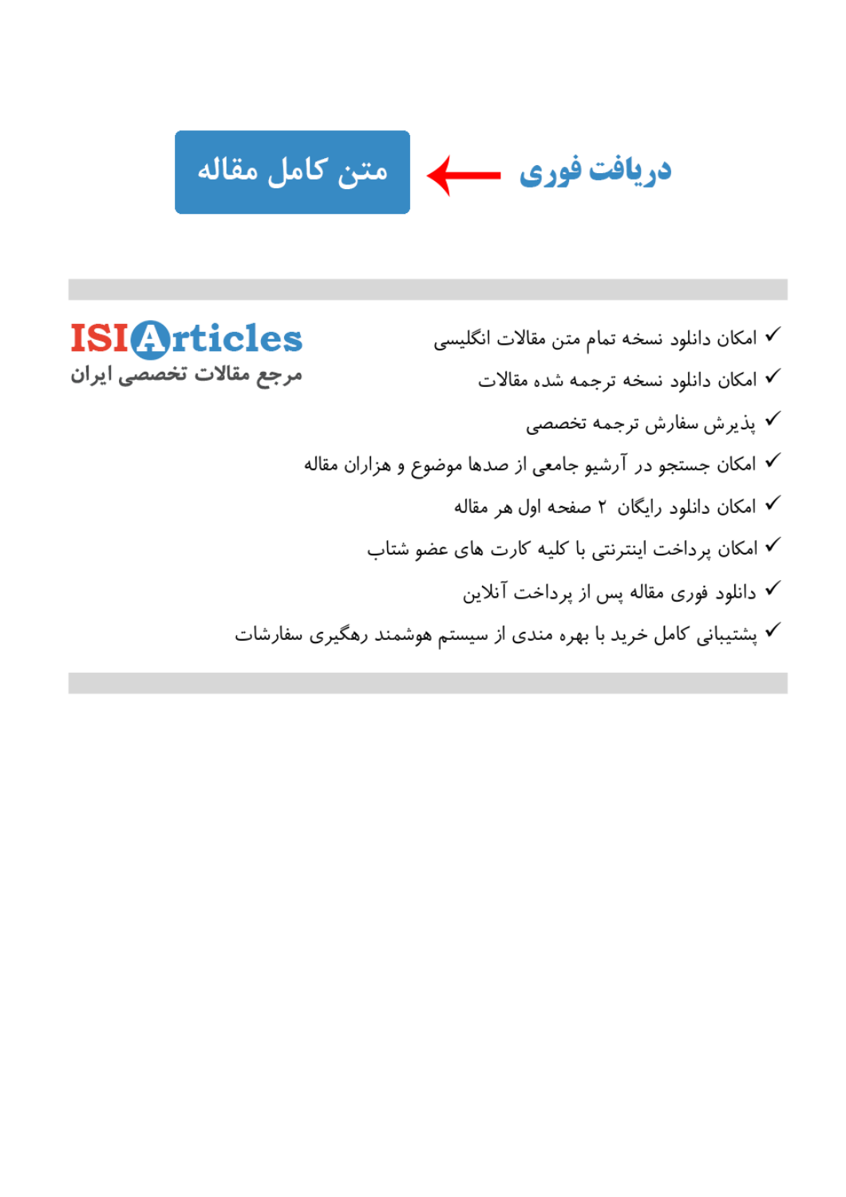دریافت فوری ← متن کامل مقاله

ISIArticles
مرجع مقالات تخصصی ایران

- ✓ امکان دانلود نسخه تمام متن مقالات انگلیسی
- ✓ امکان دانلود نسخه ترجمه شده مقالات
- ✓ پذیرش سفارش ترجمه تخصصی
- ✓ امکان جستجو در آرشیو جامعی از صدها موضوع و هزاران مقاله
- ✓ امکان دانلود رایگان ۲ صفحه اول هر مقاله
- ✓ امکان پرداخت اینترنتی با کلیه کارت های عضو شتاب
- ✓ دانلود فوری مقاله پس از پرداخت آنلاین
- ✓ پشتیبانی کامل خرید با بهره مندی از سیستم هوشمند رهگیری سفارشات